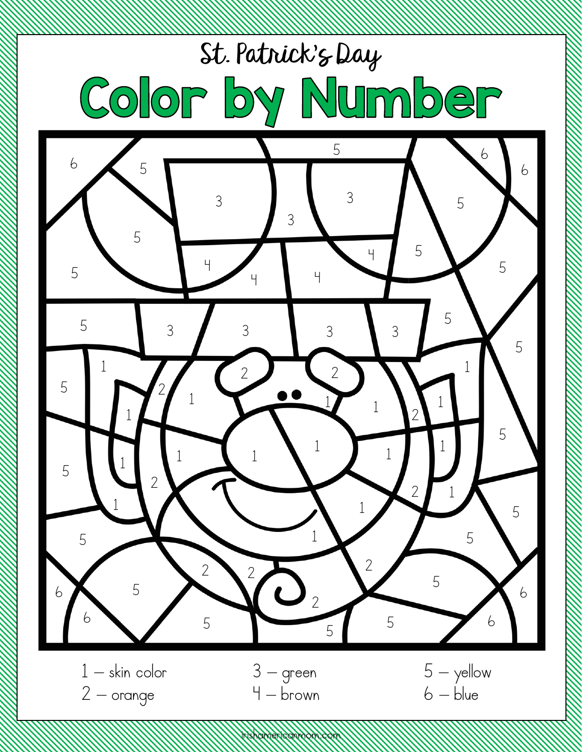St. Patrick's Day

# Color by Number

1 – skin color
2 – orange
3 – green
4 – brown
5 – yellow
6 – blue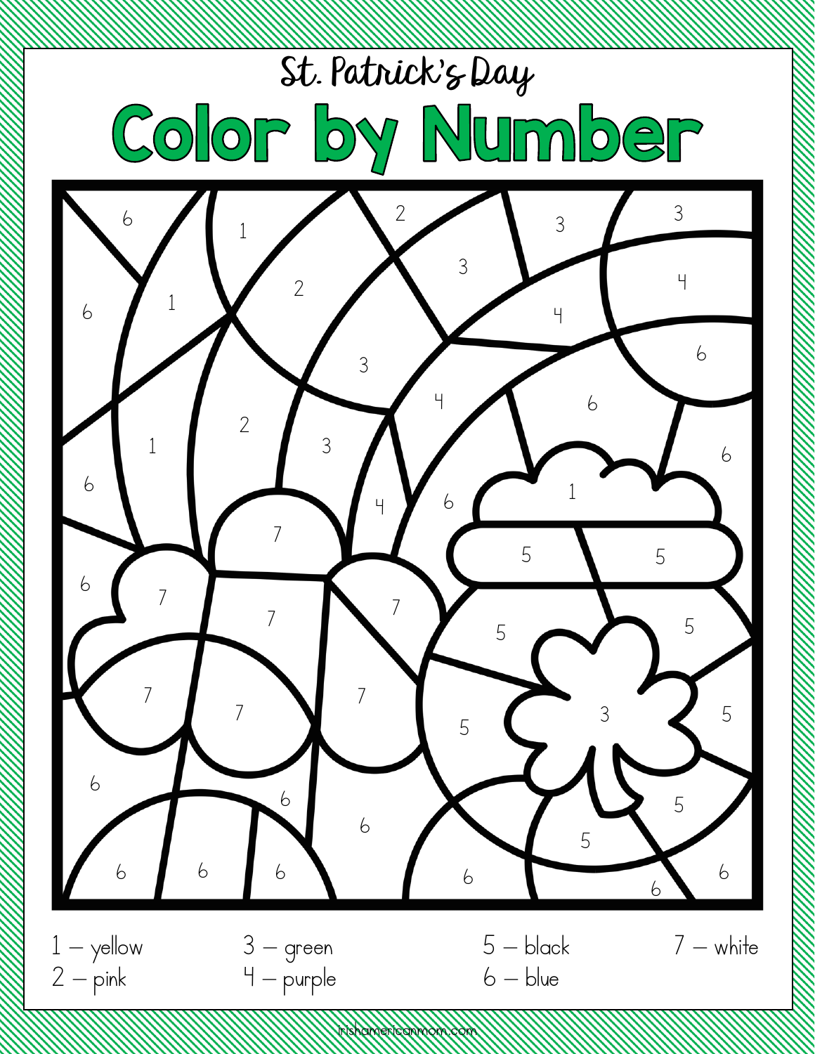St. Patrick's Day

# Color by Number

1 – yellow
2 – pink
3 – green
4 – purple
5 – black
6 – blue
7 – white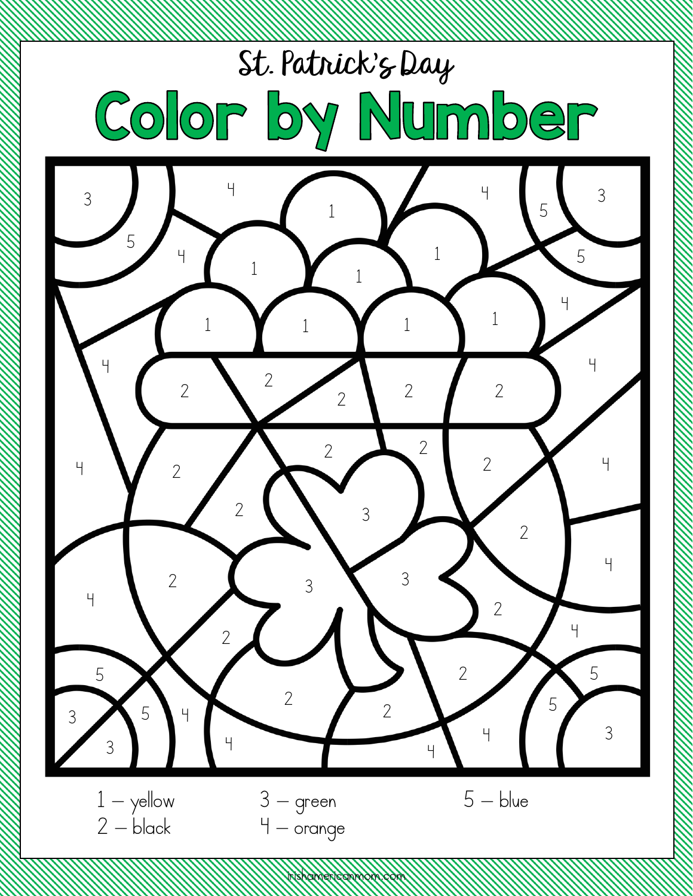St. Patrick's Day

# Color by Number

1 – yellow
2 – black
3 – green
4 – orange
5 – blue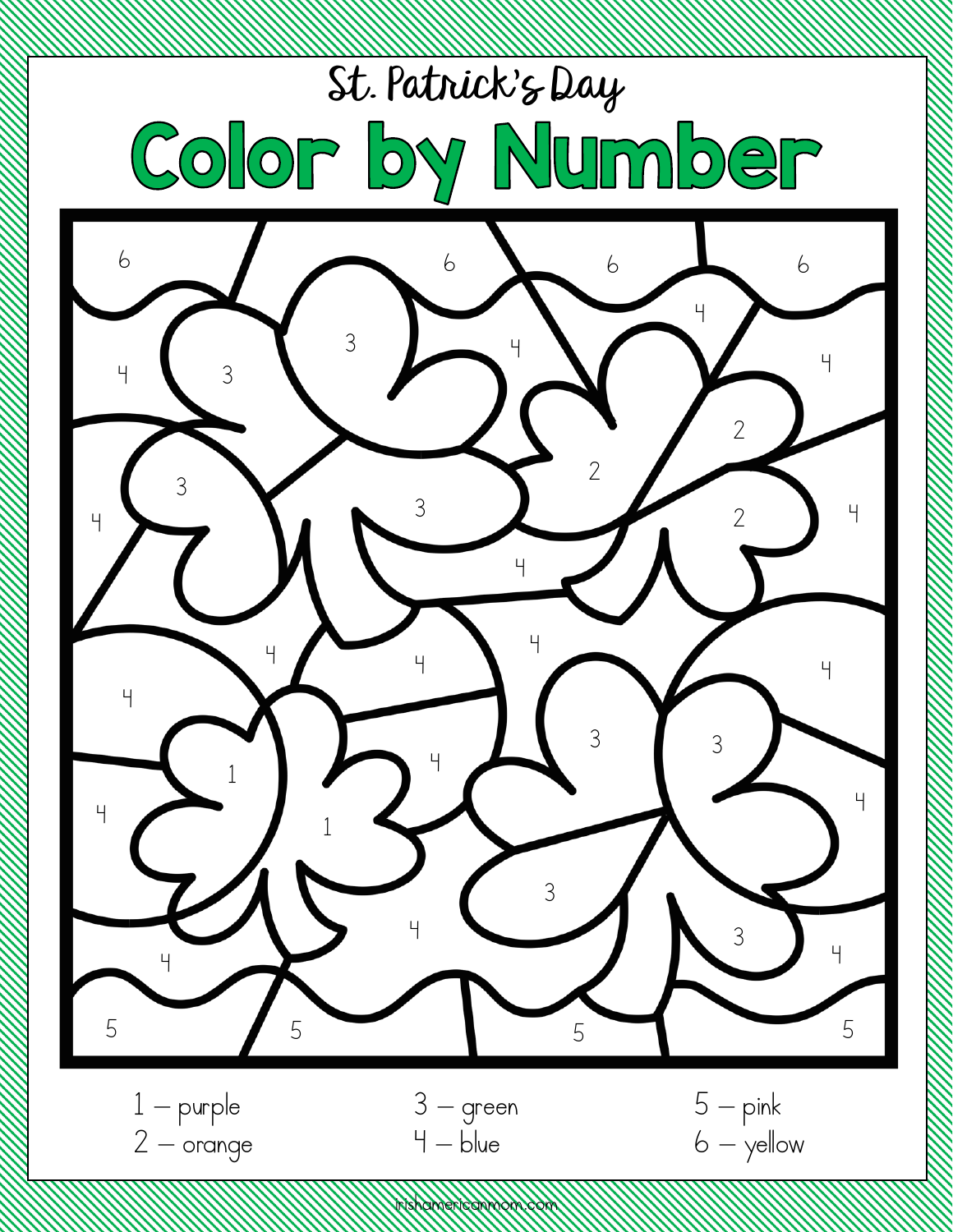St. Patrick's Day

# Color by Number

1 – purple
2 – orange
3 – green
4 – blue
5 – pink
6 – yellow

irishamericanmom.com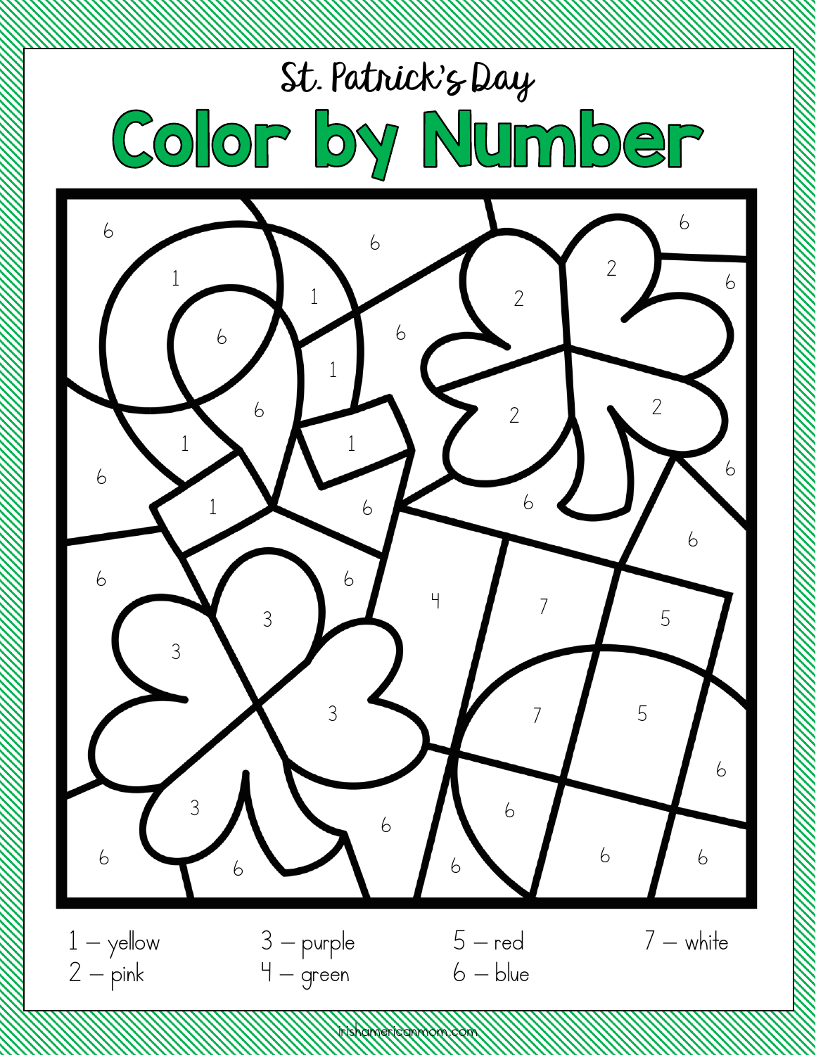St. Patrick's Day

# Color by Number

1 – yellow
2 – pink
3 – purple
4 – green
5 – red
6 – blue
7 – white

irishamericanmom.com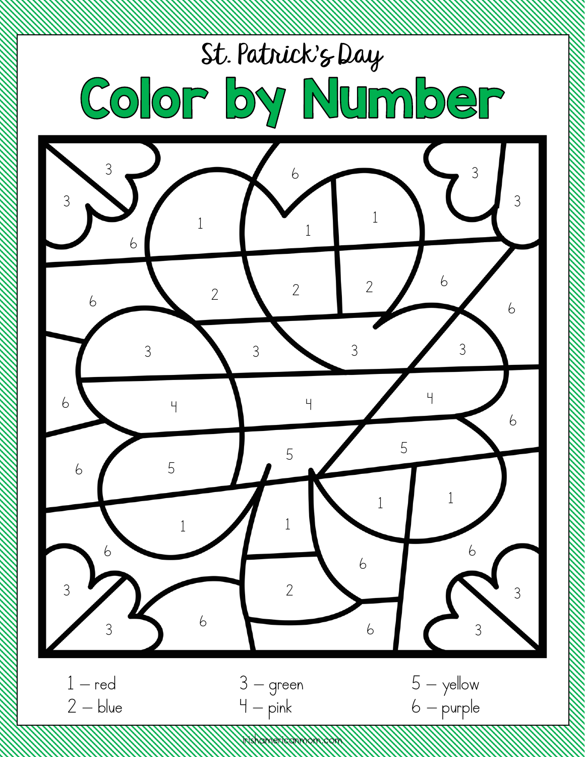St. Patrick's Day

# Color by Number

1 – red
2 – blue
3 – green
4 – pink
5 – yellow
6 – purple

irishamericanmom.com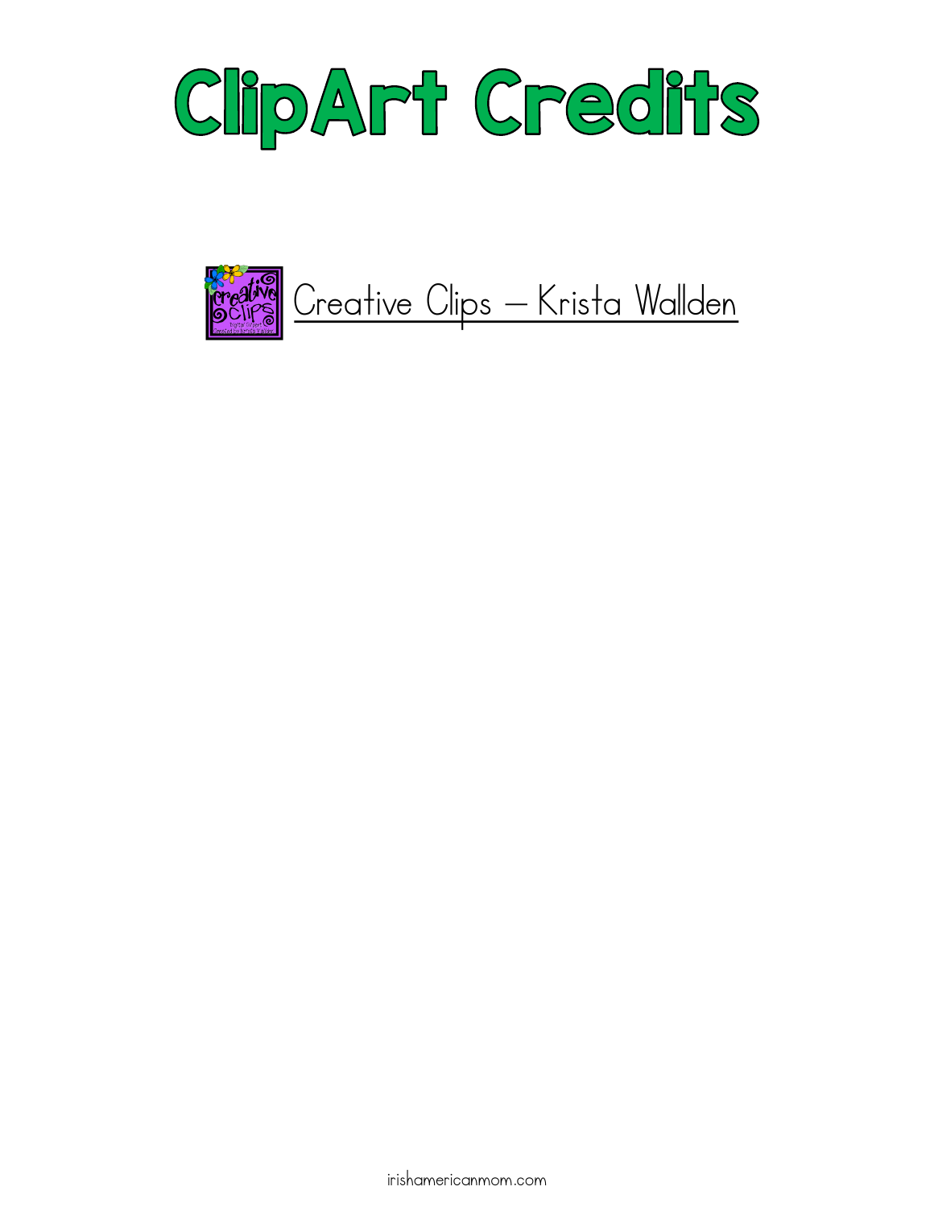# ClipArt Credits

Creative Clips – Krista Wallden